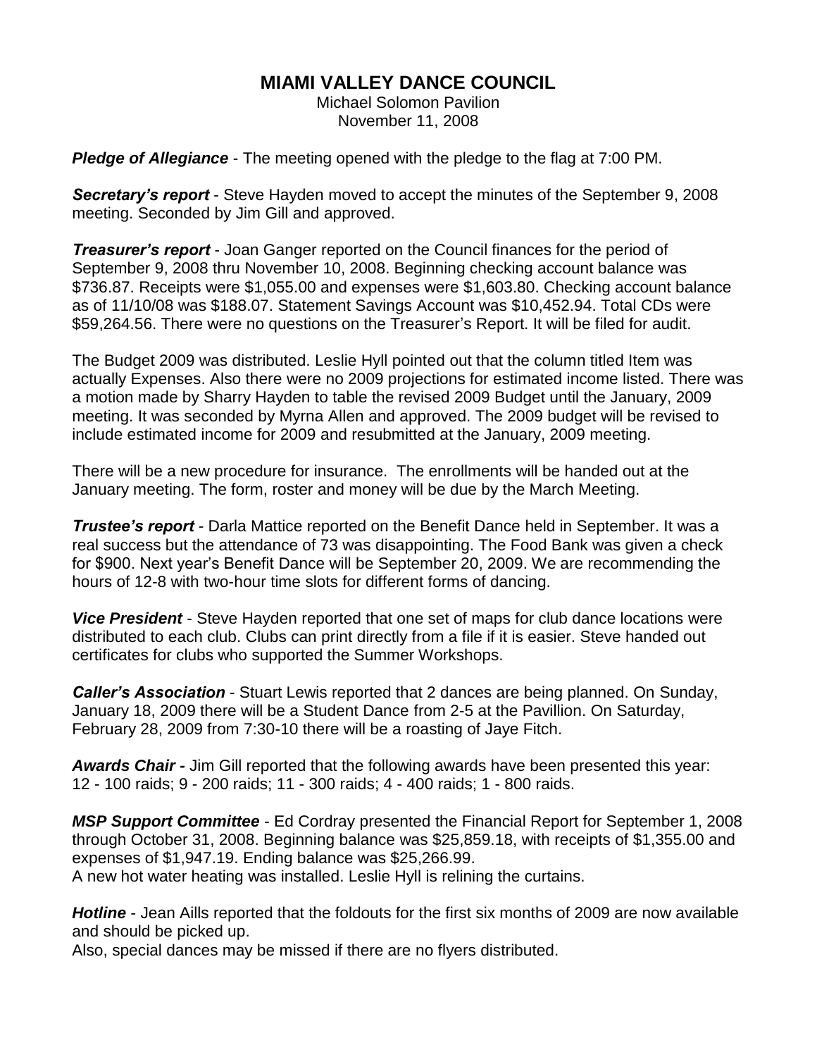# MIAMI VALLEY DANCE COUNCIL

Michael Solomon Pavilion
November 11, 2008

***Pledge of Allegiance*** - The meeting opened with the pledge to the flag at 7:00 PM.

***Secretary's report*** - Steve Hayden moved to accept the minutes of the September 9, 2008 meeting. Seconded by Jim Gill and approved.

***Treasurer's report*** - Joan Ganger reported on the Council finances for the period of September 9, 2008 thru November 10, 2008. Beginning checking account balance was $736.87. Receipts were $1,055.00 and expenses were $1,603.80. Checking account balance as of 11/10/08 was $188.07. Statement Savings Account was $10,452.94. Total CDs were $59,264.56. There were no questions on the Treasurer's Report. It will be filed for audit.

The Budget 2009 was distributed. Leslie Hyll pointed out that the column titled Item was actually Expenses. Also there were no 2009 projections for estimated income listed. There was a motion made by Sharry Hayden to table the revised 2009 Budget until the January, 2009 meeting. It was seconded by Myrna Allen and approved. The 2009 budget will be revised to include estimated income for 2009 and resubmitted at the January, 2009 meeting.

There will be a new procedure for insurance. The enrollments will be handed out at the January meeting. The form, roster and money will be due by the March Meeting.

***Trustee's report*** - Darla Mattice reported on the Benefit Dance held in September. It was a real success but the attendance of 73 was disappointing. The Food Bank was given a check for $900. Next year's Benefit Dance will be September 20, 2009. We are recommending the hours of 12-8 with two-hour time slots for different forms of dancing.

***Vice President*** - Steve Hayden reported that one set of maps for club dance locations were distributed to each club. Clubs can print directly from a file if it is easier. Steve handed out certificates for clubs who supported the Summer Workshops.

***Caller's Association*** - Stuart Lewis reported that 2 dances are being planned. On Sunday, January 18, 2009 there will be a Student Dance from 2-5 at the Pavillion. On Saturday, February 28, 2009 from 7:30-10 there will be a roasting of Jaye Fitch.

***Awards Chair -*** Jim Gill reported that the following awards have been presented this year: 12 - 100 raids; 9 - 200 raids; 11 - 300 raids; 4 - 400 raids; 1 - 800 raids.

***MSP Support Committee*** - Ed Cordray presented the Financial Report for September 1, 2008 through October 31, 2008. Beginning balance was $25,859.18, with receipts of $1,355.00 and expenses of $1,947.19. Ending balance was $25,266.99.
A new hot water heating was installed. Leslie Hyll is relining the curtains.

***Hotline*** - Jean Aills reported that the foldouts for the first six months of 2009 are now available and should be picked up.
Also, special dances may be missed if there are no flyers distributed.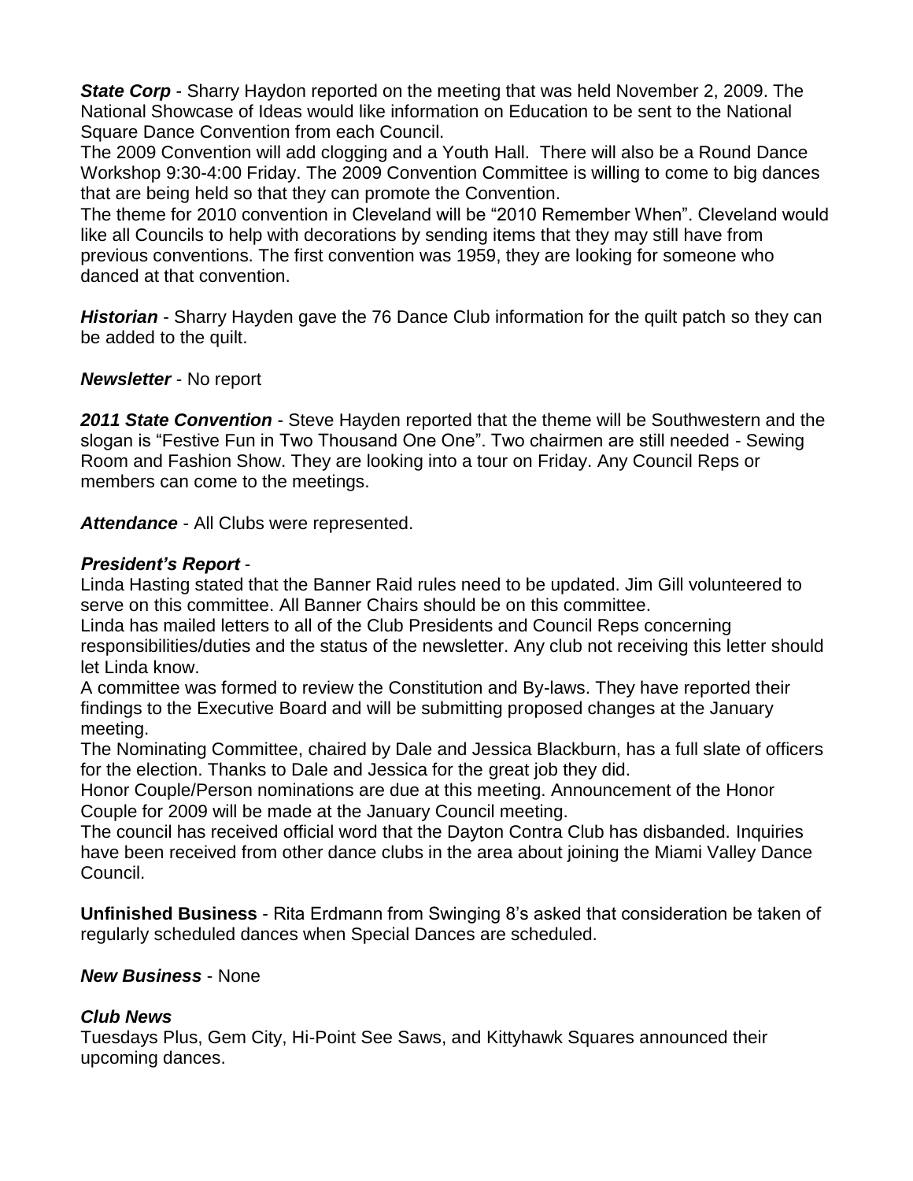***State Corp*** - Sharry Haydon reported on the meeting that was held November 2, 2009. The National Showcase of Ideas would like information on Education to be sent to the National Square Dance Convention from each Council.

The 2009 Convention will add clogging and a Youth Hall. There will also be a Round Dance Workshop 9:30-4:00 Friday. The 2009 Convention Committee is willing to come to big dances that are being held so that they can promote the Convention.

The theme for 2010 convention in Cleveland will be "2010 Remember When". Cleveland would like all Councils to help with decorations by sending items that they may still have from previous conventions. The first convention was 1959, they are looking for someone who danced at that convention.

***Historian*** - Sharry Hayden gave the 76 Dance Club information for the quilt patch so they can be added to the quilt.

***Newsletter*** - No report

***2011 State Convention*** - Steve Hayden reported that the theme will be Southwestern and the slogan is "Festive Fun in Two Thousand One One". Two chairmen are still needed - Sewing Room and Fashion Show. They are looking into a tour on Friday. Any Council Reps or members can come to the meetings.

***Attendance*** - All Clubs were represented.

***President's Report*** -

Linda Hasting stated that the Banner Raid rules need to be updated. Jim Gill volunteered to serve on this committee. All Banner Chairs should be on this committee.

Linda has mailed letters to all of the Club Presidents and Council Reps concerning responsibilities/duties and the status of the newsletter. Any club not receiving this letter should let Linda know.

A committee was formed to review the Constitution and By-laws. They have reported their findings to the Executive Board and will be submitting proposed changes at the January meeting.

The Nominating Committee, chaired by Dale and Jessica Blackburn, has a full slate of officers for the election. Thanks to Dale and Jessica for the great job they did.

Honor Couple/Person nominations are due at this meeting. Announcement of the Honor Couple for 2009 will be made at the January Council meeting.

The council has received official word that the Dayton Contra Club has disbanded. Inquiries have been received from other dance clubs in the area about joining the Miami Valley Dance Council.

**Unfinished Business** - Rita Erdmann from Swinging 8's asked that consideration be taken of regularly scheduled dances when Special Dances are scheduled.

***New Business*** - None

***Club News***

Tuesdays Plus, Gem City, Hi-Point See Saws, and Kittyhawk Squares announced their upcoming dances.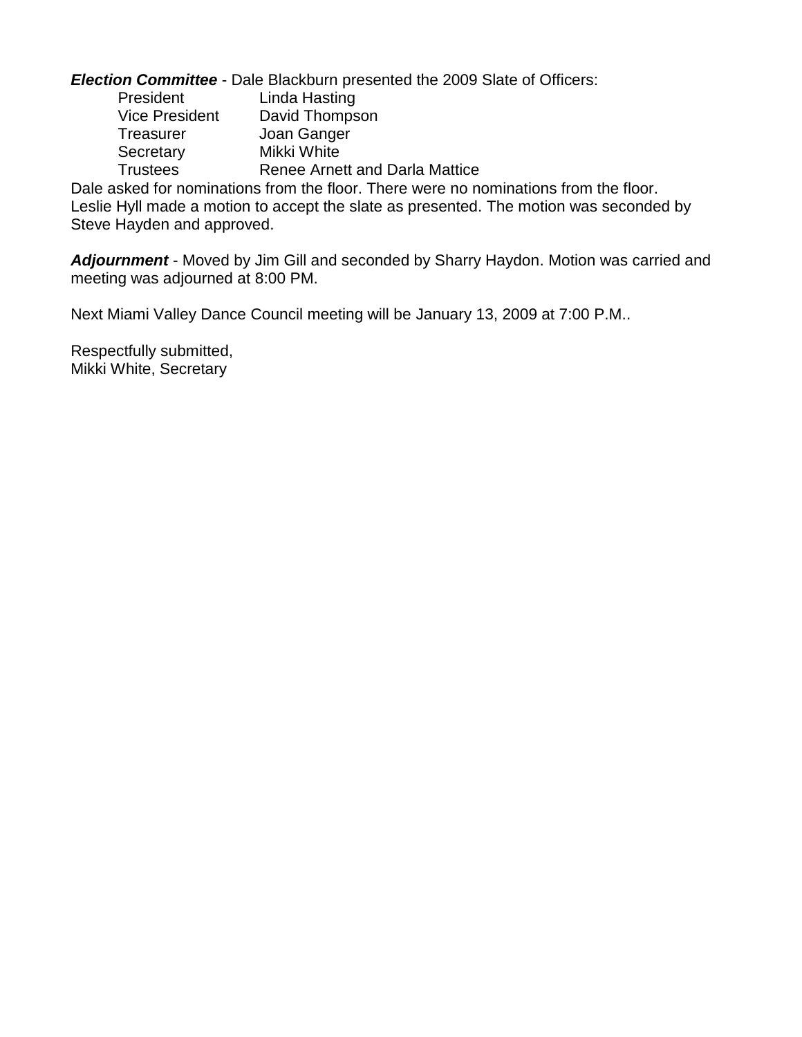***Election Committee*** - Dale Blackburn presented the 2009 Slate of Officers:

| | |
|---|---|
| President | Linda Hasting |
| Vice President | David Thompson |
| Treasurer | Joan Ganger |
| Secretary | Mikki White |
| Trustees | Renee Arnett and Darla Mattice |

Dale asked for nominations from the floor. There were no nominations from the floor. Leslie Hyll made a motion to accept the slate as presented. The motion was seconded by Steve Hayden and approved.

***Adjournment*** - Moved by Jim Gill and seconded by Sharry Haydon. Motion was carried and meeting was adjourned at 8:00 PM.

Next Miami Valley Dance Council meeting will be January 13, 2009 at 7:00 P.M..

Respectfully submitted,
Mikki White, Secretary